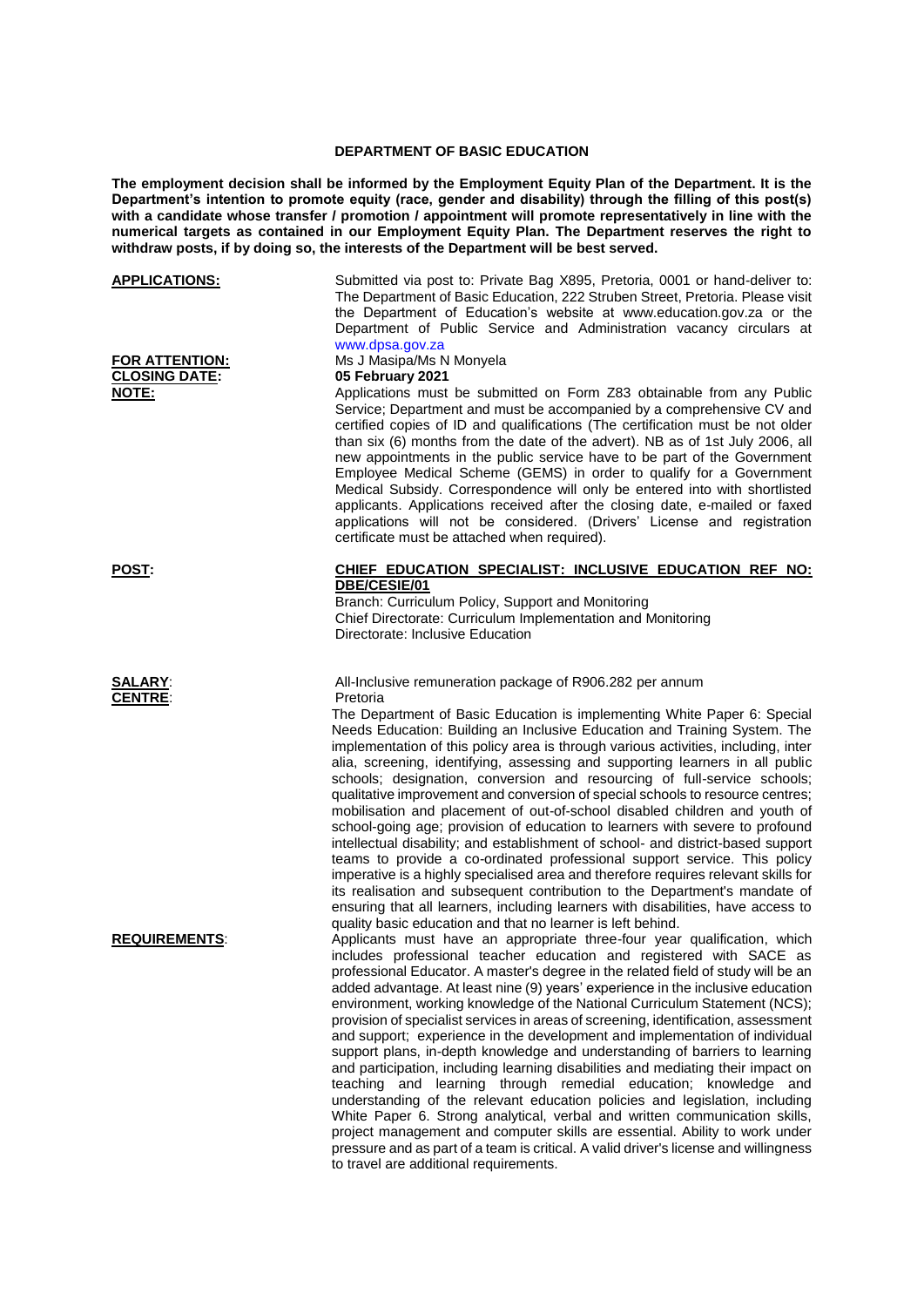## DEPARTMENT OF BASIC EDUCATION

**The employment decision shall be informed by the Employment Equity Plan of the Department. It is the Department's intention to promote equity (race, gender and disability) through the filling of this post(s) with a candidate whose transfer / promotion / appointment will promote representatively in line with the numerical targets as contained in our Employment Equity Plan. The Department reserves the right to withdraw posts, if by doing so, the interests of the Department will be best served.**

**APPLICATIONS:** Submitted via post to: Private Bag X895, Pretoria, 0001 or hand-deliver to: The Department of Basic Education, 222 Struben Street, Pretoria. Please visit the Department of Education's website at www.education.gov.za or the Department of Public Service and Administration vacancy circulars at www.dpsa.gov.za

**FOR ATTENTION:** Ms J Masipa/Ms N Monyela

**CLOSING DATE:** **05 February 2021**

**NOTE:** Applications must be submitted on Form Z83 obtainable from any Public Service; Department and must be accompanied by a comprehensive CV and certified copies of ID and qualifications (The certification must be not older than six (6) months from the date of the advert). NB as of 1st July 2006, all new appointments in the public service have to be part of the Government Employee Medical Scheme (GEMS) in order to qualify for a Government Medical Subsidy. Correspondence will only be entered into with shortlisted applicants. Applications received after the closing date, e-mailed or faxed applications will not be considered. (Drivers' License and registration certificate must be attached when required).

**POST:** **CHIEF EDUCATION SPECIALIST: INCLUSIVE EDUCATION REF NO: DBE/CESIE/01**

Branch: Curriculum Policy, Support and Monitoring
Chief Directorate: Curriculum Implementation and Monitoring
Directorate: Inclusive Education

**SALARY:** All-Inclusive remuneration package of R906.282 per annum

**CENTRE:** Pretoria

The Department of Basic Education is implementing White Paper 6: Special Needs Education: Building an Inclusive Education and Training System. The implementation of this policy area is through various activities, including, inter alia, screening, identifying, assessing and supporting learners in all public schools; designation, conversion and resourcing of full-service schools; qualitative improvement and conversion of special schools to resource centres; mobilisation and placement of out-of-school disabled children and youth of school-going age; provision of education to learners with severe to profound intellectual disability; and establishment of school- and district-based support teams to provide a co-ordinated professional support service. This policy imperative is a highly specialised area and therefore requires relevant skills for its realisation and subsequent contribution to the Department's mandate of ensuring that all learners, including learners with disabilities, have access to quality basic education and that no learner is left behind.

**REQUIREMENTS:** Applicants must have an appropriate three-four year qualification, which includes professional teacher education and registered with SACE as professional Educator. A master's degree in the related field of study will be an added advantage. At least nine (9) years' experience in the inclusive education environment, working knowledge of the National Curriculum Statement (NCS); provision of specialist services in areas of screening, identification, assessment and support; experience in the development and implementation of individual support plans, in-depth knowledge and understanding of barriers to learning and participation, including learning disabilities and mediating their impact on teaching and learning through remedial education; knowledge and understanding of the relevant education policies and legislation, including White Paper 6. Strong analytical, verbal and written communication skills, project management and computer skills are essential. Ability to work under pressure and as part of a team is critical. A valid driver's license and willingness to travel are additional requirements.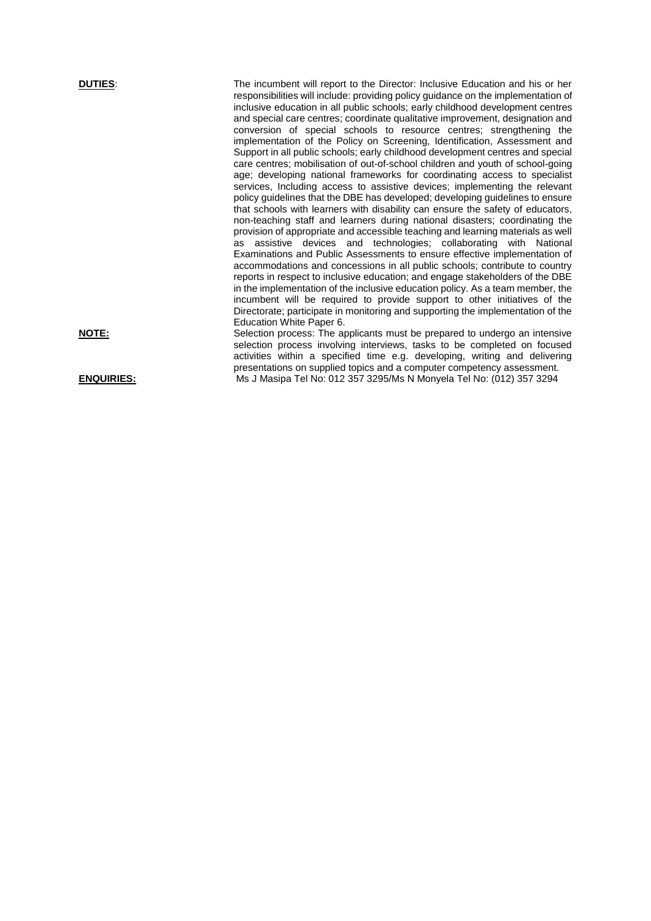**DUTIES**: The incumbent will report to the Director: Inclusive Education and his or her responsibilities will include: providing policy guidance on the implementation of inclusive education in all public schools; early childhood development centres and special care centres; coordinate qualitative improvement, designation and conversion of special schools to resource centres; strengthening the implementation of the Policy on Screening, Identification, Assessment and Support in all public schools; early childhood development centres and special care centres; mobilisation of out-of-school children and youth of school-going age; developing national frameworks for coordinating access to specialist services, Including access to assistive devices; implementing the relevant policy guidelines that the DBE has developed; developing guidelines to ensure that schools with learners with disability can ensure the safety of educators, non-teaching staff and learners during national disasters; coordinating the provision of appropriate and accessible teaching and learning materials as well as assistive devices and technologies; collaborating with National Examinations and Public Assessments to ensure effective implementation of accommodations and concessions in all public schools; contribute to country reports in respect to inclusive education; and engage stakeholders of the DBE in the implementation of the inclusive education policy. As a team member, the incumbent will be required to provide support to other initiatives of the Directorate; participate in monitoring and supporting the implementation of the Education White Paper 6.

**NOTE:** Selection process: The applicants must be prepared to undergo an intensive selection process involving interviews, tasks to be completed on focused activities within a specified time e.g. developing, writing and delivering presentations on supplied topics and a computer competency assessment.

**ENQUIRIES:** Ms J Masipa Tel No: 012 357 3295/Ms N Monyela Tel No: (012) 357 3294